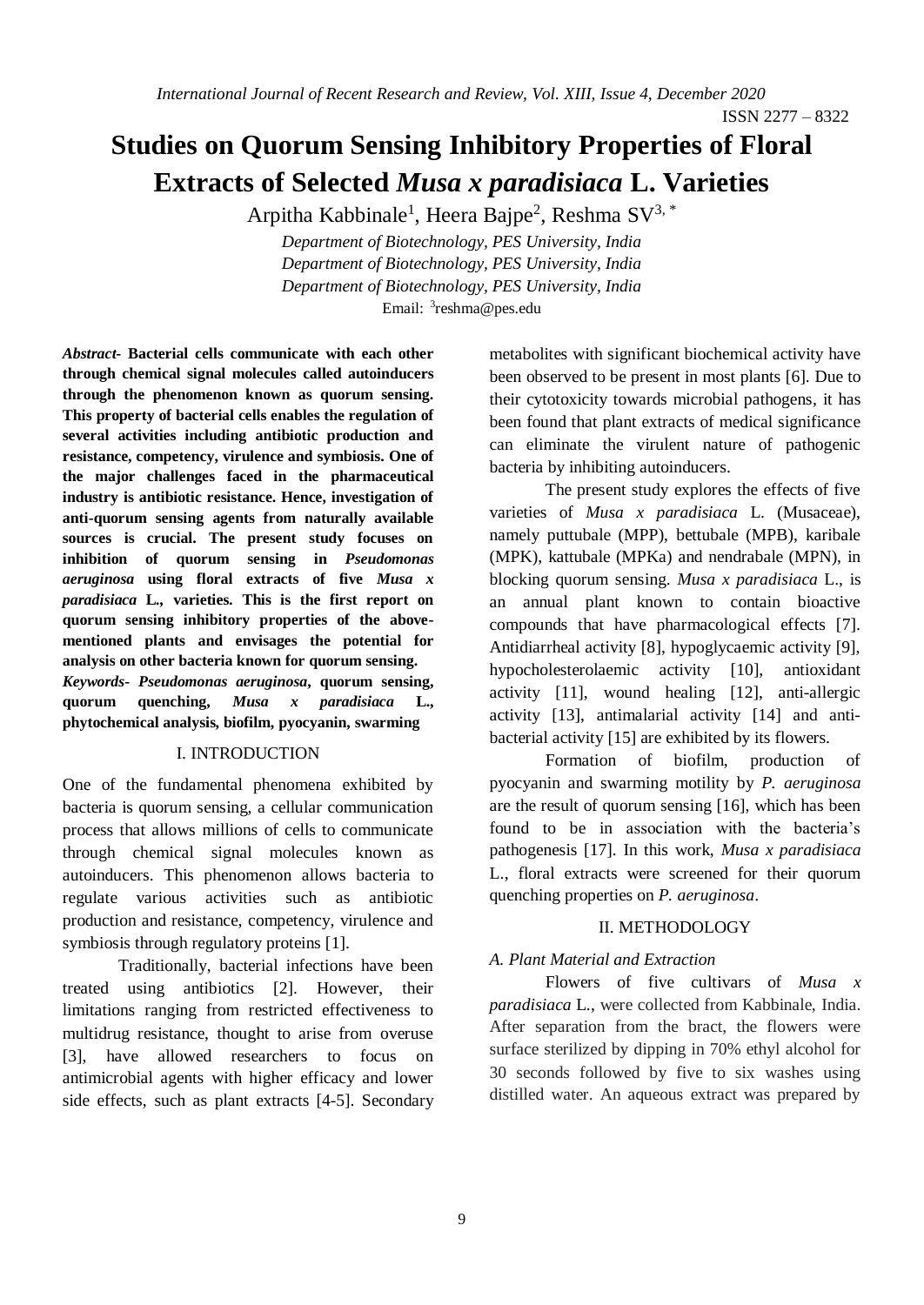# Studies on Quorum Sensing Inhibitory Properties of Floral Extracts of Selected *Musa x paradisiaca* L. Varieties

Arpitha Kabbinale[1], Heera Bajpe[2], Reshma SV[3, *]

*Department of Biotechnology, PES University, India*
*Department of Biotechnology, PES University, India*
*Department of Biotechnology, PES University, India*
Email: [3]reshma@pes.edu

***Abstract-*** **Bacterial cells communicate with each other through chemical signal molecules called autoinducers through the phenomenon known as quorum sensing. This property of bacterial cells enables the regulation of several activities including antibiotic production and resistance, competency, virulence and symbiosis. One of the major challenges faced in the pharmaceutical industry is antibiotic resistance. Hence, investigation of anti-quorum sensing agents from naturally available sources is crucial. The present study focuses on inhibition of quorum sensing in *Pseudomonas aeruginosa* using floral extracts of five *Musa x paradisiaca* L., varieties. This is the first report on quorum sensing inhibitory properties of the above-mentioned plants and envisages the potential for analysis on other bacteria known for quorum sensing.**

***Keywords-*** ***Pseudomonas aeruginosa*****, quorum sensing, quorum quenching, *Musa x paradisiaca* L., phytochemical analysis, biofilm, pyocyanin, swarming**

## I. INTRODUCTION

One of the fundamental phenomena exhibited by bacteria is quorum sensing, a cellular communication process that allows millions of cells to communicate through chemical signal molecules known as autoinducers. This phenomenon allows bacteria to regulate various activities such as antibiotic production and resistance, competency, virulence and symbiosis through regulatory proteins [1].

Traditionally, bacterial infections have been treated using antibiotics [2]. However, their limitations ranging from restricted effectiveness to multidrug resistance, thought to arise from overuse [3], have allowed researchers to focus on antimicrobial agents with higher efficacy and lower side effects, such as plant extracts [4-5]. Secondary metabolites with significant biochemical activity have been observed to be present in most plants [6]. Due to their cytotoxicity towards microbial pathogens, it has been found that plant extracts of medical significance can eliminate the virulent nature of pathogenic bacteria by inhibiting autoinducers.

The present study explores the effects of five varieties of *Musa x paradisiaca* L. (Musaceae), namely puttubale (MPP), bettubale (MPB), karibale (MPK), kattubale (MPKa) and nendrabale (MPN), in blocking quorum sensing. *Musa x paradisiaca* L., is an annual plant known to contain bioactive compounds that have pharmacological effects [7]. Antidiarrheal activity [8], hypoglycaemic activity [9], hypocholesterolaemic activity [10], antioxidant activity [11], wound healing [12], anti-allergic activity [13], antimalarial activity [14] and anti-bacterial activity [15] are exhibited by its flowers.

Formation of biofilm, production of pyocyanin and swarming motility by *P. aeruginosa* are the result of quorum sensing [16], which has been found to be in association with the bacteria's pathogenesis [17]. In this work, *Musa x paradisiaca* L., floral extracts were screened for their quorum quenching properties on *P. aeruginosa*.

## II. METHODOLOGY

### *A. Plant Material and Extraction*

Flowers of five cultivars of *Musa x paradisiaca* L., were collected from Kabbinale, India. After separation from the bract, the flowers were surface sterilized by dipping in 70% ethyl alcohol for 30 seconds followed by five to six washes using distilled water. An aqueous extract was prepared by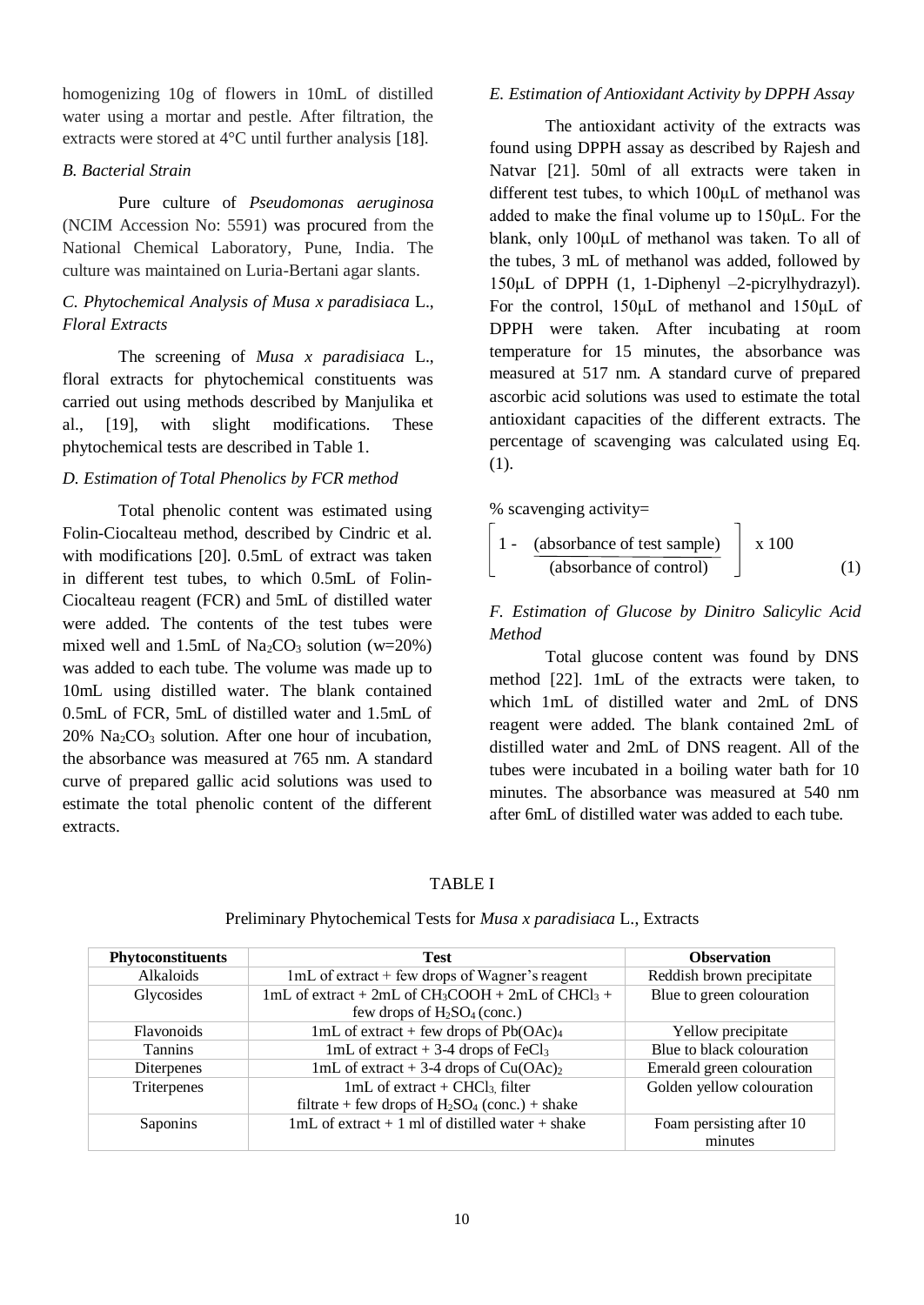homogenizing 10g of flowers in 10mL of distilled water using a mortar and pestle. After filtration, the extracts were stored at 4°C until further analysis [18].

### *B. Bacterial Strain*

Pure culture of *Pseudomonas aeruginosa* (NCIM Accession No: 5591) was procured from the National Chemical Laboratory, Pune, India. The culture was maintained on Luria-Bertani agar slants.

### *C. Phytochemical Analysis of Musa x paradisiaca L., Floral Extracts*

The screening of *Musa x paradisiaca* L., floral extracts for phytochemical constituents was carried out using methods described by Manjulika et al., [19], with slight modifications. These phytochemical tests are described in Table 1.

### *D. Estimation of Total Phenolics by FCR method*

Total phenolic content was estimated using Folin-Ciocalteau method, described by Cindric et al. with modifications [20]. 0.5mL of extract was taken in different test tubes, to which 0.5mL of Folin-Ciocalteau reagent (FCR) and 5mL of distilled water were added. The contents of the test tubes were mixed well and 1.5mL of $Na_2CO_3$ solution (w=20%) was added to each tube. The volume was made up to 10mL using distilled water. The blank contained 0.5mL of FCR, 5mL of distilled water and 1.5mL of 20% $Na_2CO_3$ solution. After one hour of incubation, the absorbance was measured at 765 nm. A standard curve of prepared gallic acid solutions was used to estimate the total phenolic content of the different extracts.

### *E. Estimation of Antioxidant Activity by DPPH Assay*

The antioxidant activity of the extracts was found using DPPH assay as described by Rajesh and Natvar [21]. 50ml of all extracts were taken in different test tubes, to which 100μL of methanol was added to make the final volume up to 150μL. For the blank, only 100μL of methanol was taken. To all of the tubes, 3 mL of methanol was added, followed by 150μL of DPPH (1, 1-Diphenyl –2-picrylhydrazyl). For the control, 150μL of methanol and 150μL of DPPH were taken. After incubating at room temperature for 15 minutes, the absorbance was measured at 517 nm. A standard curve of prepared ascorbic acid solutions was used to estimate the total antioxidant capacities of the different extracts. The percentage of scavenging was calculated using Eq. (1).

% scavenging activity=

$$\left[ 1 - \frac{\text{(absorbance of test sample)}}{\text{(absorbance of control)}} \right] \times 100 \qquad (1)$$

### *F. Estimation of Glucose by Dinitro Salicylic Acid Method*

Total glucose content was found by DNS method [22]. 1mL of the extracts were taken, to which 1mL of distilled water and 2mL of DNS reagent were added. The blank contained 2mL of distilled water and 2mL of DNS reagent. All of the tubes were incubated in a boiling water bath for 10 minutes. The absorbance was measured at 540 nm after 6mL of distilled water was added to each tube.

TABLE I

Preliminary Phytochemical Tests for *Musa x paradisiaca* L., Extracts

| Phytoconstituents | Test | Observation |
|---|---|---|
| Alkaloids | 1mL of extract + few drops of Wagner's reagent | Reddish brown precipitate |
| Glycosides | 1mL of extract + 2mL of $CH_3COOH$ + 2mL of $CHCl_3$ + few drops of $H_2SO_4$ (conc.) | Blue to green colouration |
| Flavonoids | 1mL of extract + few drops of $Pb(OAc)_4$ | Yellow precipitate |
| Tannins | 1mL of extract + 3-4 drops of $FeCl_3$ | Blue to black colouration |
| Diterpenes | 1mL of extract + 3-4 drops of $Cu(OAc)_2$ | Emerald green colouration |
| Triterpenes | 1mL of extract + $CHCl_3$, filter filtrate + few drops of $H_2SO_4$ (conc.) + shake | Golden yellow colouration |
| Saponins | 1mL of extract + 1 ml of distilled water + shake | Foam persisting after 10 minutes |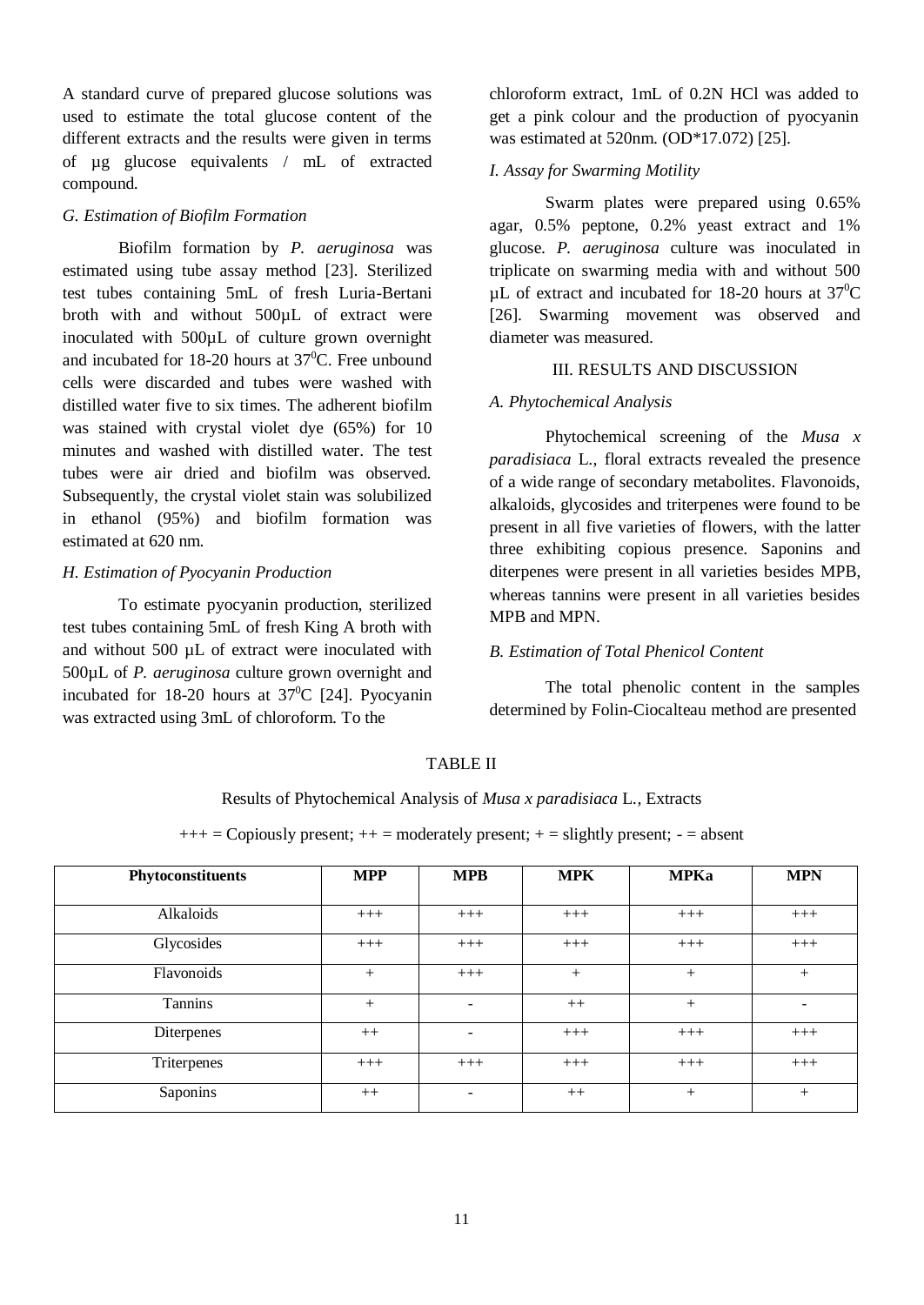A standard curve of prepared glucose solutions was used to estimate the total glucose content of the different extracts and the results were given in terms of µg glucose equivalents / mL of extracted compound.

### *G. Estimation of Biofilm Formation*

Biofilm formation by *P. aeruginosa* was estimated using tube assay method [23]. Sterilized test tubes containing 5mL of fresh Luria-Bertani broth with and without 500µL of extract were inoculated with 500µL of culture grown overnight and incubated for 18-20 hours at $37^0$C. Free unbound cells were discarded and tubes were washed with distilled water five to six times. The adherent biofilm was stained with crystal violet dye (65%) for 10 minutes and washed with distilled water. The test tubes were air dried and biofilm was observed. Subsequently, the crystal violet stain was solubilized in ethanol (95%) and biofilm formation was estimated at 620 nm.

### *H. Estimation of Pyocyanin Production*

To estimate pyocyanin production, sterilized test tubes containing 5mL of fresh King A broth with and without 500 µL of extract were inoculated with 500µL of *P. aeruginosa* culture grown overnight and incubated for 18-20 hours at $37^0$C [24]. Pyocyanin was extracted using 3mL of chloroform. To the chloroform extract, 1mL of 0.2N HCl was added to get a pink colour and the production of pyocyanin was estimated at 520nm. (OD*17.072) [25].

### *I. Assay for Swarming Motility*

Swarm plates were prepared using 0.65% agar, 0.5% peptone, 0.2% yeast extract and 1% glucose. *P. aeruginosa* culture was inoculated in triplicate on swarming media with and without 500 µL of extract and incubated for 18-20 hours at $37^0$C [26]. Swarming movement was observed and diameter was measured.

## III. RESULTS AND DISCUSSION

### *A. Phytochemical Analysis*

Phytochemical screening of the *Musa x paradisiaca* L., floral extracts revealed the presence of a wide range of secondary metabolites. Flavonoids, alkaloids, glycosides and triterpenes were found to be present in all five varieties of flowers, with the latter three exhibiting copious presence. Saponins and diterpenes were present in all varieties besides MPB, whereas tannins were present in all varieties besides MPB and MPN.

### *B. Estimation of Total Phenicol Content*

The total phenolic content in the samples determined by Folin-Ciocalteau method are presented

TABLE II

Results of Phytochemical Analysis of *Musa x paradisiaca* L., Extracts

+++ = Copiously present; ++ = moderately present; + = slightly present; - = absent

| **Phytoconstituents** | **MPP** | **MPB** | **MPK** | **MPKa** | **MPN** |
|---|---|---|---|---|---|
| Alkaloids | +++ | +++ | +++ | +++ | +++ |
| Glycosides | +++ | +++ | +++ | +++ | +++ |
| Flavonoids | + | +++ | + | + | + |
| Tannins | + | - | ++ | + | - |
| Diterpenes | ++ | - | +++ | +++ | +++ |
| Triterpenes | +++ | +++ | +++ | +++ | +++ |
| Saponins | ++ | - | ++ | + | + |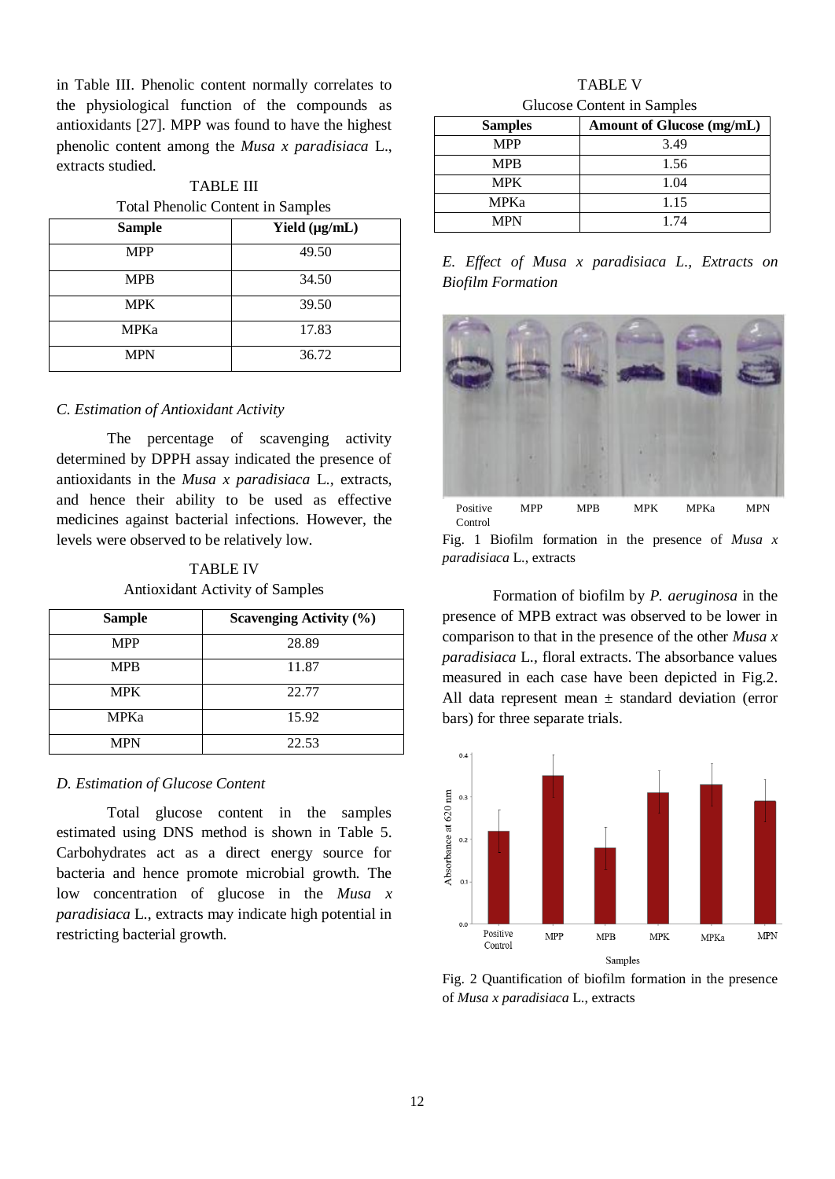in Table III. Phenolic content normally correlates to the physiological function of the compounds as antioxidants [27]. MPP was found to have the highest phenolic content among the *Musa x paradisiaca* L., extracts studied.

TABLE III
Total Phenolic Content in Samples

| Sample | Yield (μg/mL) |
|---|---|
| MPP | 49.50 |
| MPB | 34.50 |
| MPK | 39.50 |
| MPKa | 17.83 |
| MPN | 36.72 |

### *C. Estimation of Antioxidant Activity*

The percentage of scavenging activity determined by DPPH assay indicated the presence of antioxidants in the *Musa x paradisiaca* L., extracts, and hence their ability to be used as effective medicines against bacterial infections. However, the levels were observed to be relatively low.

TABLE IV
Antioxidant Activity of Samples

| Sample | Scavenging Activity (%) |
|---|---|
| MPP | 28.89 |
| MPB | 11.87 |
| MPK | 22.77 |
| MPKa | 15.92 |
| MPN | 22.53 |

### *D. Estimation of Glucose Content*

Total glucose content in the samples estimated using DNS method is shown in Table 5. Carbohydrates act as a direct energy source for bacteria and hence promote microbial growth. The low concentration of glucose in the *Musa x paradisiaca* L., extracts may indicate high potential in restricting bacterial growth.

TABLE V
Glucose Content in Samples

| Samples | Amount of Glucose (mg/mL) |
|---|---|
| MPP | 3.49 |
| MPB | 1.56 |
| MPK | 1.04 |
| MPKa | 1.15 |
| MPN | 1.74 |

### *E. Effect of Musa x paradisiaca L., Extracts on Biofilm Formation*

Positive Control  MPP  MPB  MPK  MPKa  MPN

Fig. 1 Biofilm formation in the presence of *Musa x paradisiaca* L., extracts

Formation of biofilm by *P. aeruginosa* in the presence of MPB extract was observed to be lower in comparison to that in the presence of the other *Musa x paradisiaca* L., floral extracts. The absorbance values measured in each case have been depicted in Fig.2. All data represent mean ± standard deviation (error bars) for three separate trials.

Fig. 2 Quantification of biofilm formation in the presence of *Musa x paradisiaca* L., extracts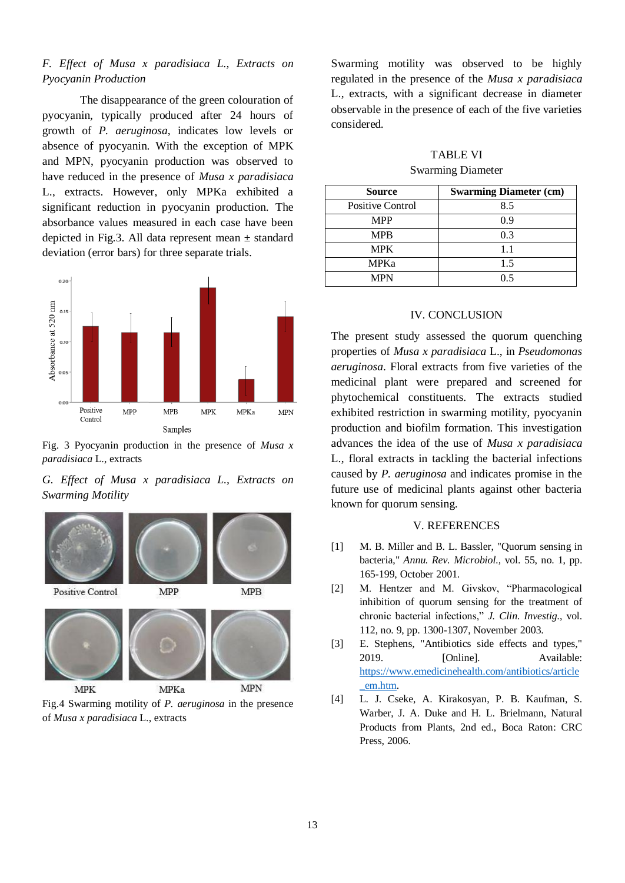*F. Effect of Musa x paradisiaca L., Extracts on Pyocyanin Production*

The disappearance of the green colouration of pyocyanin, typically produced after 24 hours of growth of *P. aeruginosa*, indicates low levels or absence of pyocyanin. With the exception of MPK and MPN, pyocyanin production was observed to have reduced in the presence of *Musa x paradisiaca* L., extracts. However, only MPKa exhibited a significant reduction in pyocyanin production. The absorbance values measured in each case have been depicted in Fig.3. All data represent mean ± standard deviation (error bars) for three separate trials.

Fig. 3 Pyocyanin production in the presence of *Musa x paradisiaca* L., extracts

*G. Effect of Musa x paradisiaca L., Extracts on Swarming Motility*

Fig.4 Swarming motility of *P. aeruginosa* in the presence of *Musa x paradisiaca* L., extracts

Swarming motility was observed to be highly regulated in the presence of the *Musa x paradisiaca* L., extracts, with a significant decrease in diameter observable in the presence of each of the five varieties considered.

TABLE VI
Swarming Diameter

| Source | Swarming Diameter (cm) |
|---|---|
| Positive Control | 8.5 |
| MPP | 0.9 |
| MPB | 0.3 |
| MPK | 1.1 |
| MPKa | 1.5 |
| MPN | 0.5 |

## IV. CONCLUSION

The present study assessed the quorum quenching properties of *Musa x paradisiaca* L., in *Pseudomonas aeruginosa*. Floral extracts from five varieties of the medicinal plant were prepared and screened for phytochemical constituents. The extracts studied exhibited restriction in swarming motility, pyocyanin production and biofilm formation. This investigation advances the idea of the use of *Musa x paradisiaca* L., floral extracts in tackling the bacterial infections caused by *P. aeruginosa* and indicates promise in the future use of medicinal plants against other bacteria known for quorum sensing.

## V. REFERENCES

[1] M. B. Miller and B. L. Bassler, "Quorum sensing in bacteria," *Annu. Rev. Microbiol.*, vol. 55, no. 1, pp. 165-199, October 2001.

[2] M. Hentzer and M. Givskov, "Pharmacological inhibition of quorum sensing for the treatment of chronic bacterial infections," *J. Clin. Investig.*, vol. 112, no. 9, pp. 1300-1307, November 2003.

[3] E. Stephens, "Antibiotics side effects and types," 2019. [Online]. Available: https://www.emedicinehealth.com/antibiotics/article_em.htm.

[4] L. J. Cseke, A. Kirakosyan, P. B. Kaufman, S. Warber, J. A. Duke and H. L. Brielmann, Natural Products from Plants, 2nd ed., Boca Raton: CRC Press, 2006.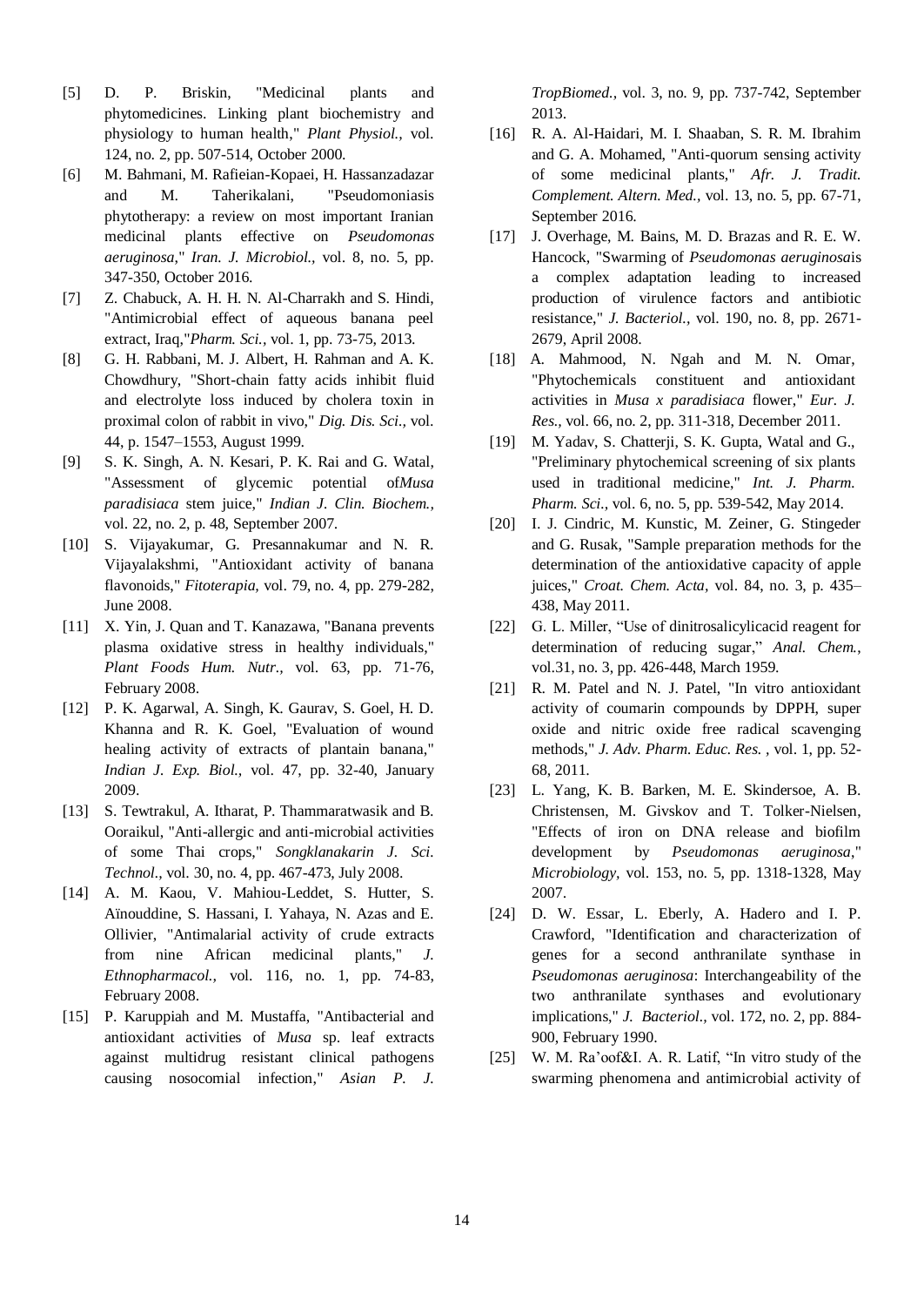[5] D. P. Briskin, "Medicinal plants and phytomedicines. Linking plant biochemistry and physiology to human health," *Plant Physiol.*, vol. 124, no. 2, pp. 507-514, October 2000.

[6] M. Bahmani, M. Rafieian-Kopaei, H. Hassanzadazar and M. Taherikalani, "Pseudomoniasis phytotherapy: a review on most important Iranian medicinal plants effective on *Pseudomonas aeruginosa*," *Iran. J. Microbiol.*, vol. 8, no. 5, pp. 347-350, October 2016.

[7] Z. Chabuck, A. H. H. N. Al-Charrakh and S. Hindi, "Antimicrobial effect of aqueous banana peel extract, Iraq,"*Pharm. Sci.*, vol. 1, pp. 73-75, 2013.

[8] G. H. Rabbani, M. J. Albert, H. Rahman and A. K. Chowdhury, "Short-chain fatty acids inhibit fluid and electrolyte loss induced by cholera toxin in proximal colon of rabbit in vivo," *Dig. Dis. Sci.*, vol. 44, p. 1547–1553, August 1999.

[9] S. K. Singh, A. N. Kesari, P. K. Rai and G. Watal, "Assessment of glycemic potential of*Musa paradisiaca* stem juice," *Indian J. Clin. Biochem.*, vol. 22, no. 2, p. 48, September 2007.

[10] S. Vijayakumar, G. Presannakumar and N. R. Vijayalakshmi, "Antioxidant activity of banana flavonoids," *Fitoterapia*, vol. 79, no. 4, pp. 279-282, June 2008.

[11] X. Yin, J. Quan and T. Kanazawa, "Banana prevents plasma oxidative stress in healthy individuals," *Plant Foods Hum. Nutr.*, vol. 63, pp. 71-76, February 2008.

[12] P. K. Agarwal, A. Singh, K. Gaurav, S. Goel, H. D. Khanna and R. K. Goel, "Evaluation of wound healing activity of extracts of plantain banana," *Indian J. Exp. Biol.*, vol. 47, pp. 32-40, January 2009.

[13] S. Tewtrakul, A. Itharat, P. Thammaratwasik and B. Ooraikul, "Anti-allergic and anti-microbial activities of some Thai crops," *Songklanakarin J. Sci. Technol.*, vol. 30, no. 4, pp. 467-473, July 2008.

[14] A. M. Kaou, V. Mahiou-Leddet, S. Hutter, S. Aïnouddine, S. Hassani, I. Yahaya, N. Azas and E. Ollivier, "Antimalarial activity of crude extracts from nine African medicinal plants," *J. Ethnopharmacol.*, vol. 116, no. 1, pp. 74-83, February 2008.

[15] P. Karuppiah and M. Mustaffa, "Antibacterial and antioxidant activities of *Musa* sp. leaf extracts against multidrug resistant clinical pathogens causing nosocomial infection," *Asian P. J. TropBiomed.*, vol. 3, no. 9, pp. 737-742, September 2013.

[16] R. A. Al-Haidari, M. I. Shaaban, S. R. M. Ibrahim and G. A. Mohamed, "Anti-quorum sensing activity of some medicinal plants," *Afr. J. Tradit. Complement. Altern. Med.*, vol. 13, no. 5, pp. 67-71, September 2016.

[17] J. Overhage, M. Bains, M. D. Brazas and R. E. W. Hancock, "Swarming of *Pseudomonas aeruginosa*is a complex adaptation leading to increased production of virulence factors and antibiotic resistance," *J. Bacteriol.*, vol. 190, no. 8, pp. 2671-2679, April 2008.

[18] A. Mahmood, N. Ngah and M. N. Omar, "Phytochemicals constituent and antioxidant activities in *Musa x paradisiaca* flower," *Eur. J. Res.*, vol. 66, no. 2, pp. 311-318, December 2011.

[19] M. Yadav, S. Chatterji, S. K. Gupta, Watal and G., "Preliminary phytochemical screening of six plants used in traditional medicine," *Int. J. Pharm. Pharm. Sci.*, vol. 6, no. 5, pp. 539-542, May 2014.

[20] I. J. Cindric, M. Kunstic, M. Zeiner, G. Stingeder and G. Rusak, "Sample preparation methods for the determination of the antioxidative capacity of apple juices," *Croat. Chem. Acta*, vol. 84, no. 3, p. 435–438, May 2011.

[22] G. L. Miller, "Use of dinitrosalicylicacid reagent for determination of reducing sugar," *Anal. Chem.*, vol.31, no. 3, pp. 426-448, March 1959.

[21] R. M. Patel and N. J. Patel, "In vitro antioxidant activity of coumarin compounds by DPPH, super oxide and nitric oxide free radical scavenging methods," *J. Adv. Pharm. Educ. Res.* , vol. 1, pp. 52-68, 2011.

[23] L. Yang, K. B. Barken, M. E. Skindersoe, A. B. Christensen, M. Givskov and T. Tolker-Nielsen, "Effects of iron on DNA release and biofilm development by *Pseudomonas aeruginosa*," *Microbiology*, vol. 153, no. 5, pp. 1318-1328, May 2007.

[24] D. W. Essar, L. Eberly, A. Hadero and I. P. Crawford, "Identification and characterization of genes for a second anthranilate synthase in *Pseudomonas aeruginosa*: Interchangeability of the two anthranilate synthases and evolutionary implications," *J. Bacteriol.*, vol. 172, no. 2, pp. 884-900, February 1990.

[25] W. M. Ra'oof&I. A. R. Latif, "In vitro study of the swarming phenomena and antimicrobial activity of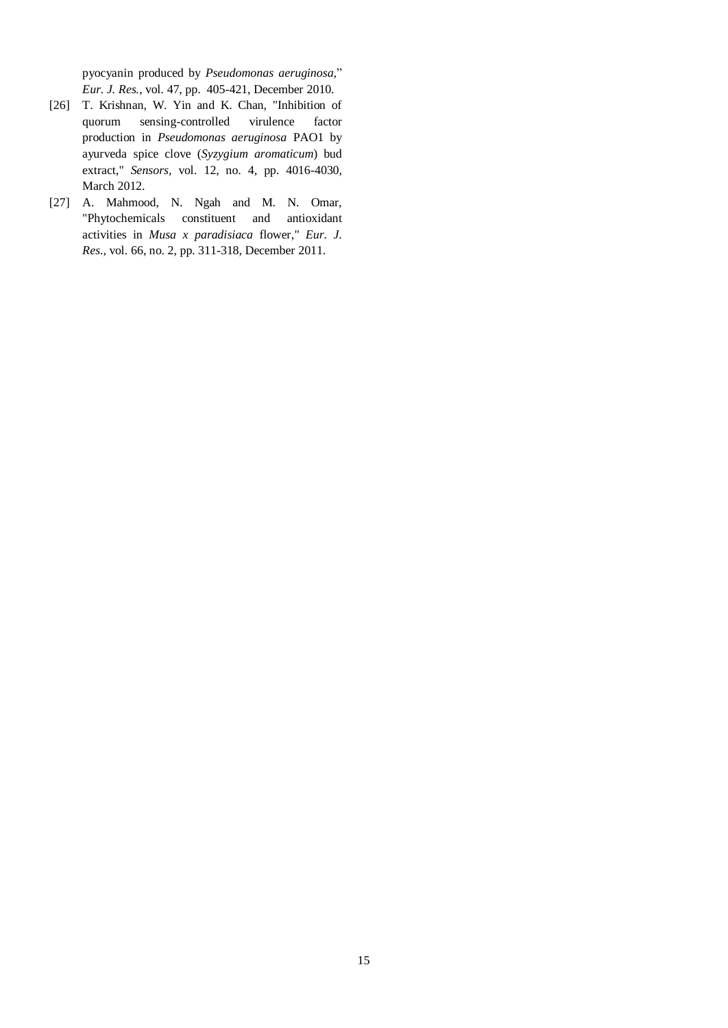pyocyanin produced by *Pseudomonas aeruginosa*," *Eur. J. Res.*, vol. 47, pp. 405-421, December 2010.

[26] T. Krishnan, W. Yin and K. Chan, "Inhibition of quorum sensing-controlled virulence factor production in *Pseudomonas aeruginosa* PAO1 by ayurveda spice clove (*Syzygium aromaticum*) bud extract," *Sensors*, vol. 12, no. 4, pp. 4016-4030, March 2012.

[27] A. Mahmood, N. Ngah and M. N. Omar, "Phytochemicals constituent and antioxidant activities in *Musa x paradisiaca* flower," *Eur. J. Res.*, vol. 66, no. 2, pp. 311-318, December 2011.